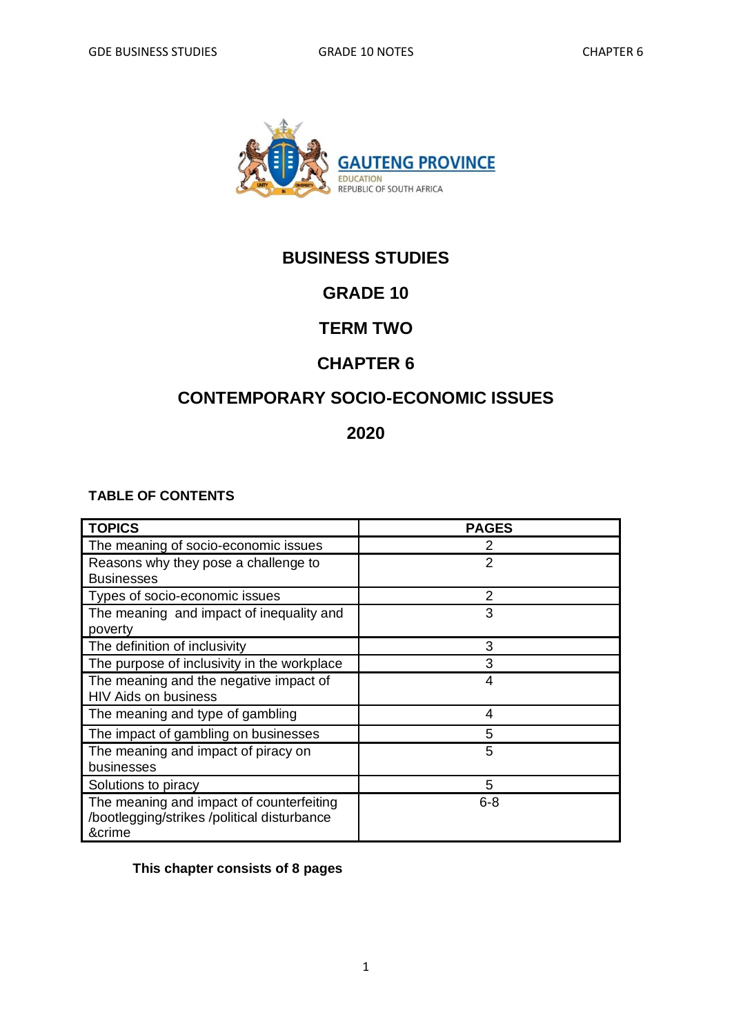GAUTENG PROVINCE
EDUCATION
REPUBLIC OF SOUTH AFRICA

# BUSINESS STUDIES

# GRADE 10

# TERM TWO

# CHAPTER 6

# CONTEMPORARY SOCIO-ECONOMIC ISSUES

# 2020

**TABLE OF CONTENTS**

| TOPICS | PAGES |
|---|---|
| The meaning of socio-economic issues | 2 |
| Reasons why they pose a challenge to Businesses | 2 |
| Types of socio-economic issues | 2 |
| The meaning and impact of inequality and poverty | 3 |
| The definition of inclusivity | 3 |
| The purpose of inclusivity in the workplace | 3 |
| The meaning and the negative impact of HIV Aids on business | 4 |
| The meaning and type of gambling | 4 |
| The impact of gambling on businesses | 5 |
| The meaning and impact of piracy on businesses | 5 |
| Solutions to piracy | 5 |
| The meaning and impact of counterfeiting /bootlegging/strikes /political disturbance &crime | 6-8 |

**This chapter consists of 8 pages**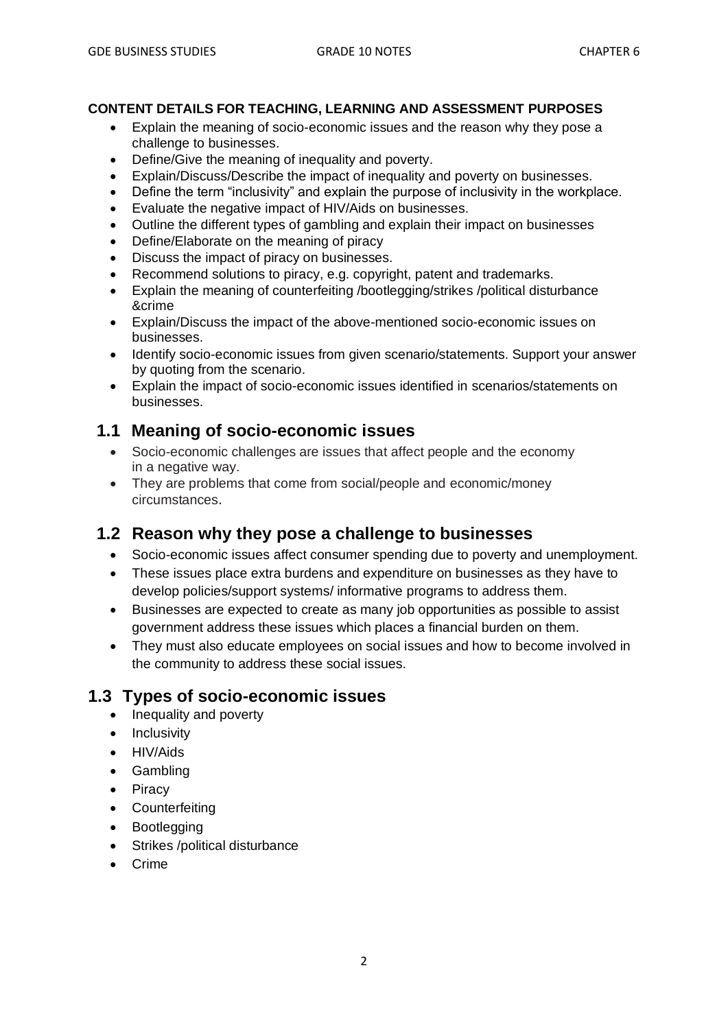**CONTENT DETAILS FOR TEACHING, LEARNING AND ASSESSMENT PURPOSES**

- Explain the meaning of socio-economic issues and the reason why they pose a challenge to businesses.
- Define/Give the meaning of inequality and poverty.
- Explain/Discuss/Describe the impact of inequality and poverty on businesses.
- Define the term "inclusivity" and explain the purpose of inclusivity in the workplace.
- Evaluate the negative impact of HIV/Aids on businesses.
- Outline the different types of gambling and explain their impact on businesses
- Define/Elaborate on the meaning of piracy
- Discuss the impact of piracy on businesses.
- Recommend solutions to piracy, e.g. copyright, patent and trademarks.
- Explain the meaning of counterfeiting /bootlegging/strikes /political disturbance &crime
- Explain/Discuss the impact of the above-mentioned socio-economic issues on businesses.
- Identify socio-economic issues from given scenario/statements. Support your answer by quoting from the scenario.
- Explain the impact of socio-economic issues identified in scenarios/statements on businesses.

## 1.1 Meaning of socio-economic issues

- Socio-economic challenges are issues that affect people and the economy in a negative way.
- They are problems that come from social/people and economic/money circumstances.

## 1.2 Reason why they pose a challenge to businesses

- Socio-economic issues affect consumer spending due to poverty and unemployment.
- These issues place extra burdens and expenditure on businesses as they have to develop policies/support systems/ informative programs to address them.
- Businesses are expected to create as many job opportunities as possible to assist government address these issues which places a financial burden on them.
- They must also educate employees on social issues and how to become involved in the community to address these social issues.

## 1.3 Types of socio-economic issues

- Inequality and poverty
- Inclusivity
- HIV/Aids
- Gambling
- Piracy
- Counterfeiting
- Bootlegging
- Strikes /political disturbance
- Crime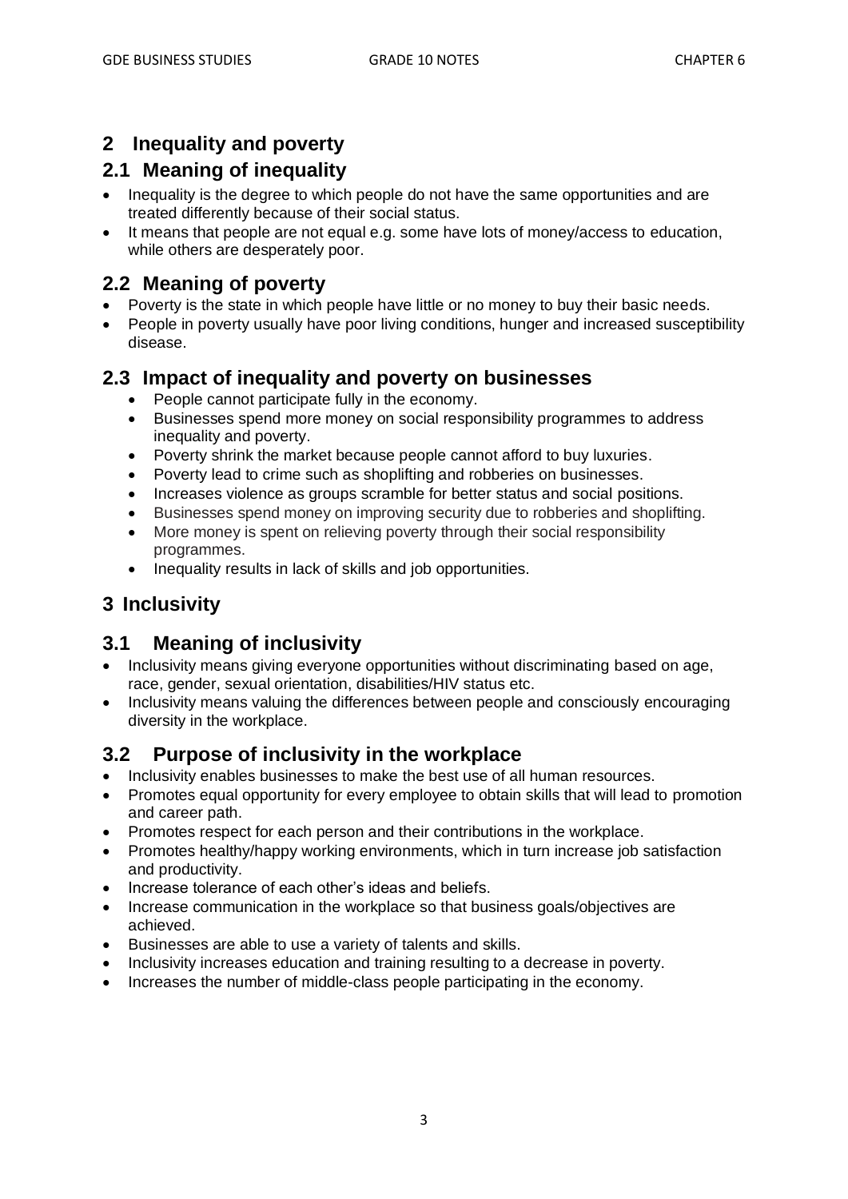## 2 Inequality and poverty

### 2.1 Meaning of inequality

- Inequality is the degree to which people do not have the same opportunities and are treated differently because of their social status.
- It means that people are not equal e.g. some have lots of money/access to education, while others are desperately poor.

### 2.2 Meaning of poverty

- Poverty is the state in which people have little or no money to buy their basic needs.
- People in poverty usually have poor living conditions, hunger and increased susceptibility disease.

### 2.3 Impact of inequality and poverty on businesses

- People cannot participate fully in the economy.
- Businesses spend more money on social responsibility programmes to address inequality and poverty.
- Poverty shrink the market because people cannot afford to buy luxuries.
- Poverty lead to crime such as shoplifting and robberies on businesses.
- Increases violence as groups scramble for better status and social positions.
- Businesses spend money on improving security due to robberies and shoplifting.
- More money is spent on relieving poverty through their social responsibility programmes.
- Inequality results in lack of skills and job opportunities.

## 3 Inclusivity

### 3.1 Meaning of inclusivity

- Inclusivity means giving everyone opportunities without discriminating based on age, race, gender, sexual orientation, disabilities/HIV status etc.
- Inclusivity means valuing the differences between people and consciously encouraging diversity in the workplace.

### 3.2 Purpose of inclusivity in the workplace

- Inclusivity enables businesses to make the best use of all human resources.
- Promotes equal opportunity for every employee to obtain skills that will lead to promotion and career path.
- Promotes respect for each person and their contributions in the workplace.
- Promotes healthy/happy working environments, which in turn increase job satisfaction and productivity.
- Increase tolerance of each other's ideas and beliefs.
- Increase communication in the workplace so that business goals/objectives are achieved.
- Businesses are able to use a variety of talents and skills.
- Inclusivity increases education and training resulting to a decrease in poverty.
- Increases the number of middle-class people participating in the economy.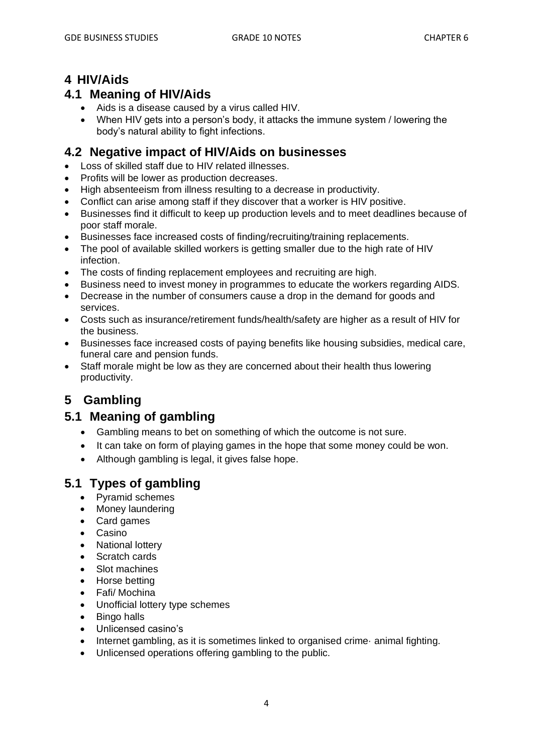# 4 HIV/Aids

## 4.1 Meaning of HIV/Aids

- Aids is a disease caused by a virus called HIV.
- When HIV gets into a person's body, it attacks the immune system / lowering the body's natural ability to fight infections.

## 4.2 Negative impact of HIV/Aids on businesses

- Loss of skilled staff due to HIV related illnesses.
- Profits will be lower as production decreases.
- High absenteeism from illness resulting to a decrease in productivity.
- Conflict can arise among staff if they discover that a worker is HIV positive.
- Businesses find it difficult to keep up production levels and to meet deadlines because of poor staff morale.
- Businesses face increased costs of finding/recruiting/training replacements.
- The pool of available skilled workers is getting smaller due to the high rate of HIV infection.
- The costs of finding replacement employees and recruiting are high.
- Business need to invest money in programmes to educate the workers regarding AIDS.
- Decrease in the number of consumers cause a drop in the demand for goods and services.
- Costs such as insurance/retirement funds/health/safety are higher as a result of HIV for the business.
- Businesses face increased costs of paying benefits like housing subsidies, medical care, funeral care and pension funds.
- Staff morale might be low as they are concerned about their health thus lowering productivity.

# 5 Gambling

## 5.1 Meaning of gambling

- Gambling means to bet on something of which the outcome is not sure.
- It can take on form of playing games in the hope that some money could be won.
- Although gambling is legal, it gives false hope.

## 5.1 Types of gambling

- Pyramid schemes
- Money laundering
- Card games
- Casino
- National lottery
- Scratch cards
- Slot machines
- Horse betting
- Fafi/ Mochina
- Unofficial lottery type schemes
- Bingo halls
- Unlicensed casino's
- Internet gambling, as it is sometimes linked to organised crime· animal fighting.
- Unlicensed operations offering gambling to the public.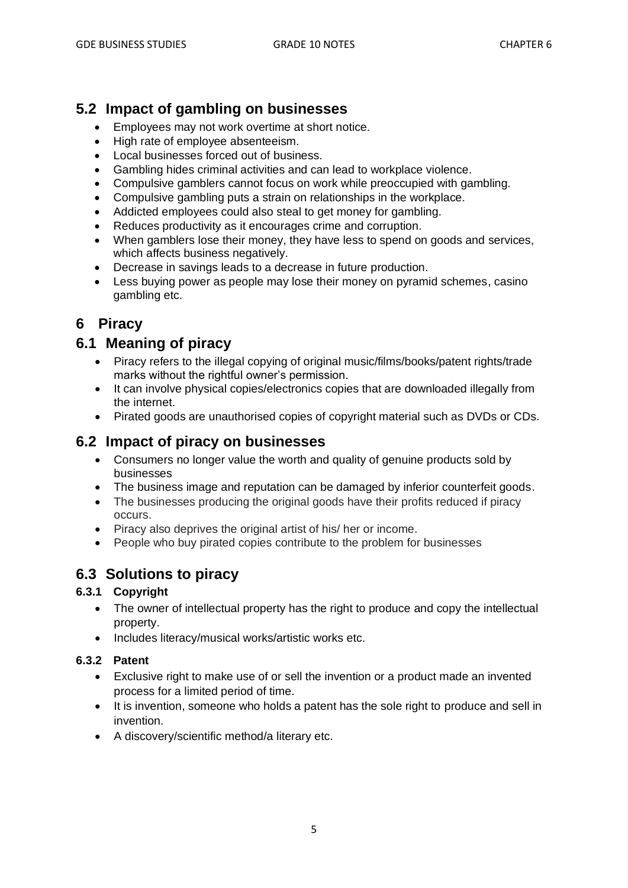## 5.2 Impact of gambling on businesses

- Employees may not work overtime at short notice.
- High rate of employee absenteeism.
- Local businesses forced out of business.
- Gambling hides criminal activities and can lead to workplace violence.
- Compulsive gamblers cannot focus on work while preoccupied with gambling.
- Compulsive gambling puts a strain on relationships in the workplace.
- Addicted employees could also steal to get money for gambling.
- Reduces productivity as it encourages crime and corruption.
- When gamblers lose their money, they have less to spend on goods and services, which affects business negatively.
- Decrease in savings leads to a decrease in future production.
- Less buying power as people may lose their money on pyramid schemes, casino gambling etc.

# 6 Piracy

## 6.1 Meaning of piracy

- Piracy refers to the illegal copying of original music/films/books/patent rights/trade marks without the rightful owner's permission.
- It can involve physical copies/electronics copies that are downloaded illegally from the internet.
- Pirated goods are unauthorised copies of copyright material such as DVDs or CDs.

## 6.2 Impact of piracy on businesses

- Consumers no longer value the worth and quality of genuine products sold by businesses
- The business image and reputation can be damaged by inferior counterfeit goods.
- The businesses producing the original goods have their profits reduced if piracy occurs.
- Piracy also deprives the original artist of his/ her or income.
- People who buy pirated copies contribute to the problem for businesses

## 6.3 Solutions to piracy

### 6.3.1 Copyright

- The owner of intellectual property has the right to produce and copy the intellectual property.
- Includes literacy/musical works/artistic works etc.

### 6.3.2 Patent

- Exclusive right to make use of or sell the invention or a product made an invented process for a limited period of time.
- It is invention, someone who holds a patent has the sole right to produce and sell in invention.
- A discovery/scientific method/a literary etc.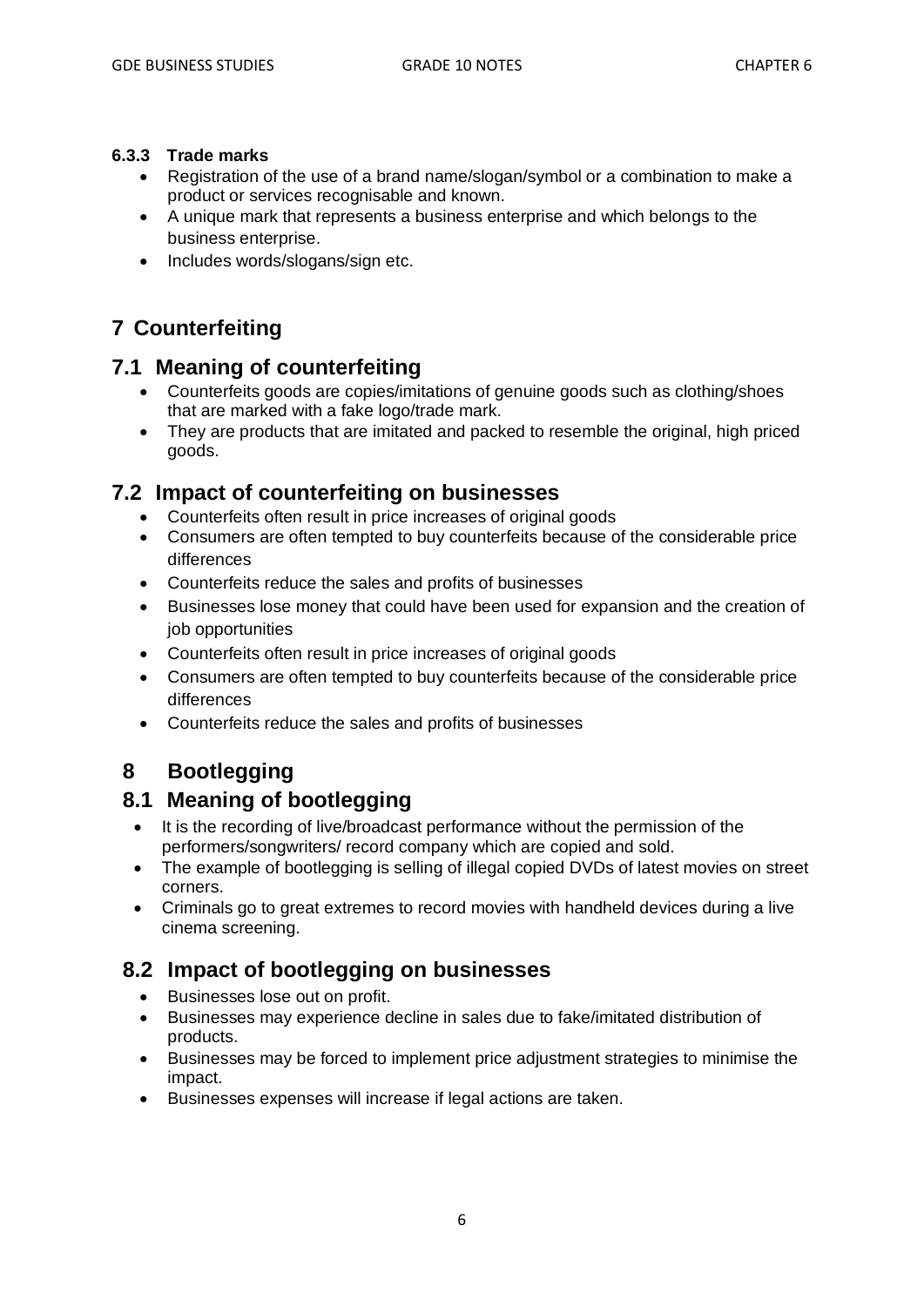#### 6.3.3 Trade marks

- Registration of the use of a brand name/slogan/symbol or a combination to make a product or services recognisable and known.
- A unique mark that represents a business enterprise and which belongs to the business enterprise.
- Includes words/slogans/sign etc.

# 7 Counterfeiting

## 7.1 Meaning of counterfeiting

- Counterfeits goods are copies/imitations of genuine goods such as clothing/shoes that are marked with a fake logo/trade mark.
- They are products that are imitated and packed to resemble the original, high priced goods.

## 7.2 Impact of counterfeiting on businesses

- Counterfeits often result in price increases of original goods
- Consumers are often tempted to buy counterfeits because of the considerable price differences
- Counterfeits reduce the sales and profits of businesses
- Businesses lose money that could have been used for expansion and the creation of job opportunities
- Counterfeits often result in price increases of original goods
- Consumers are often tempted to buy counterfeits because of the considerable price differences
- Counterfeits reduce the sales and profits of businesses

# 8 Bootlegging

## 8.1 Meaning of bootlegging

- It is the recording of live/broadcast performance without the permission of the performers/songwriters/ record company which are copied and sold.
- The example of bootlegging is selling of illegal copied DVDs of latest movies on street corners.
- Criminals go to great extremes to record movies with handheld devices during a live cinema screening.

## 8.2 Impact of bootlegging on businesses

- Businesses lose out on profit.
- Businesses may experience decline in sales due to fake/imitated distribution of products.
- Businesses may be forced to implement price adjustment strategies to minimise the impact.
- Businesses expenses will increase if legal actions are taken.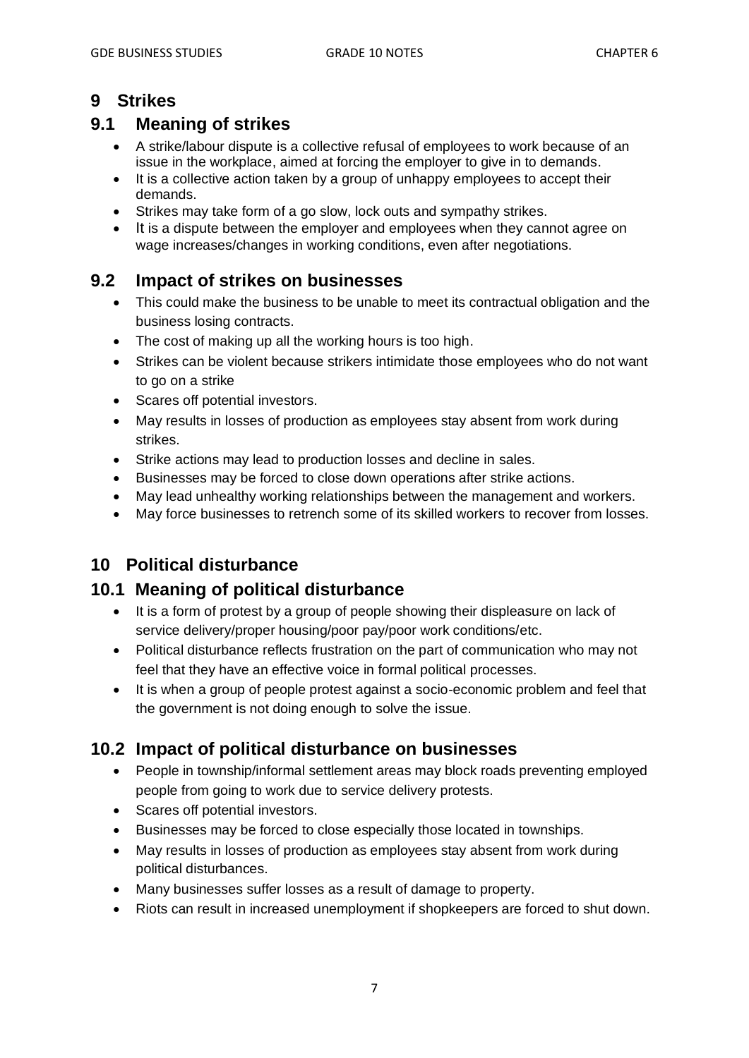## 9 Strikes

### 9.1 Meaning of strikes

- A strike/labour dispute is a collective refusal of employees to work because of an issue in the workplace, aimed at forcing the employer to give in to demands.
- It is a collective action taken by a group of unhappy employees to accept their demands.
- Strikes may take form of a go slow, lock outs and sympathy strikes.
- It is a dispute between the employer and employees when they cannot agree on wage increases/changes in working conditions, even after negotiations.

### 9.2 Impact of strikes on businesses

- This could make the business to be unable to meet its contractual obligation and the business losing contracts.
- The cost of making up all the working hours is too high.
- Strikes can be violent because strikers intimidate those employees who do not want to go on a strike
- Scares off potential investors.
- May results in losses of production as employees stay absent from work during strikes.
- Strike actions may lead to production losses and decline in sales.
- Businesses may be forced to close down operations after strike actions.
- May lead unhealthy working relationships between the management and workers.
- May force businesses to retrench some of its skilled workers to recover from losses.

## 10 Political disturbance

### 10.1 Meaning of political disturbance

- It is a form of protest by a group of people showing their displeasure on lack of service delivery/proper housing/poor pay/poor work conditions/etc.
- Political disturbance reflects frustration on the part of communication who may not feel that they have an effective voice in formal political processes.
- It is when a group of people protest against a socio-economic problem and feel that the government is not doing enough to solve the issue.

### 10.2 Impact of political disturbance on businesses

- People in township/informal settlement areas may block roads preventing employed people from going to work due to service delivery protests.
- Scares off potential investors.
- Businesses may be forced to close especially those located in townships.
- May results in losses of production as employees stay absent from work during political disturbances.
- Many businesses suffer losses as a result of damage to property.
- Riots can result in increased unemployment if shopkeepers are forced to shut down.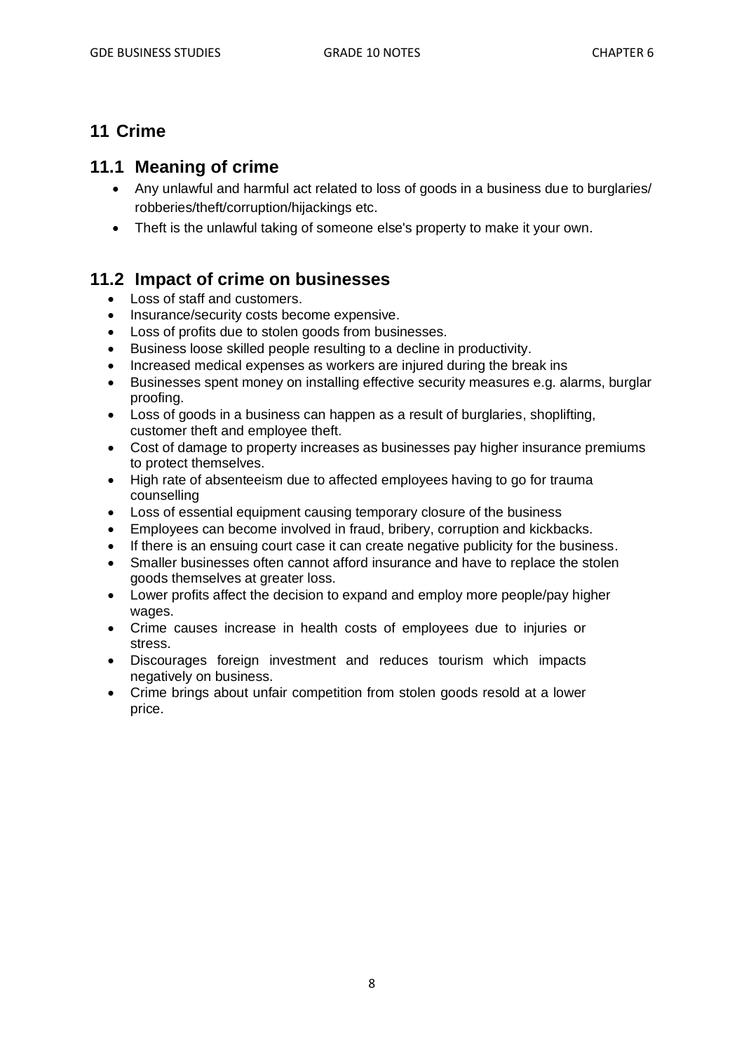# 11 Crime

## 11.1 Meaning of crime

- Any unlawful and harmful act related to loss of goods in a business due to burglaries/ robberies/theft/corruption/hijackings etc.
- Theft is the unlawful taking of someone else's property to make it your own.

## 11.2 Impact of crime on businesses

- Loss of staff and customers.
- Insurance/security costs become expensive.
- Loss of profits due to stolen goods from businesses.
- Business loose skilled people resulting to a decline in productivity.
- Increased medical expenses as workers are injured during the break ins
- Businesses spent money on installing effective security measures e.g. alarms, burglar proofing.
- Loss of goods in a business can happen as a result of burglaries, shoplifting, customer theft and employee theft.
- Cost of damage to property increases as businesses pay higher insurance premiums to protect themselves.
- High rate of absenteeism due to affected employees having to go for trauma counselling
- Loss of essential equipment causing temporary closure of the business
- Employees can become involved in fraud, bribery, corruption and kickbacks.
- If there is an ensuing court case it can create negative publicity for the business.
- Smaller businesses often cannot afford insurance and have to replace the stolen goods themselves at greater loss.
- Lower profits affect the decision to expand and employ more people/pay higher wages.
- Crime causes increase in health costs of employees due to injuries or stress.
- Discourages foreign investment and reduces tourism which impacts negatively on business.
- Crime brings about unfair competition from stolen goods resold at a lower price.